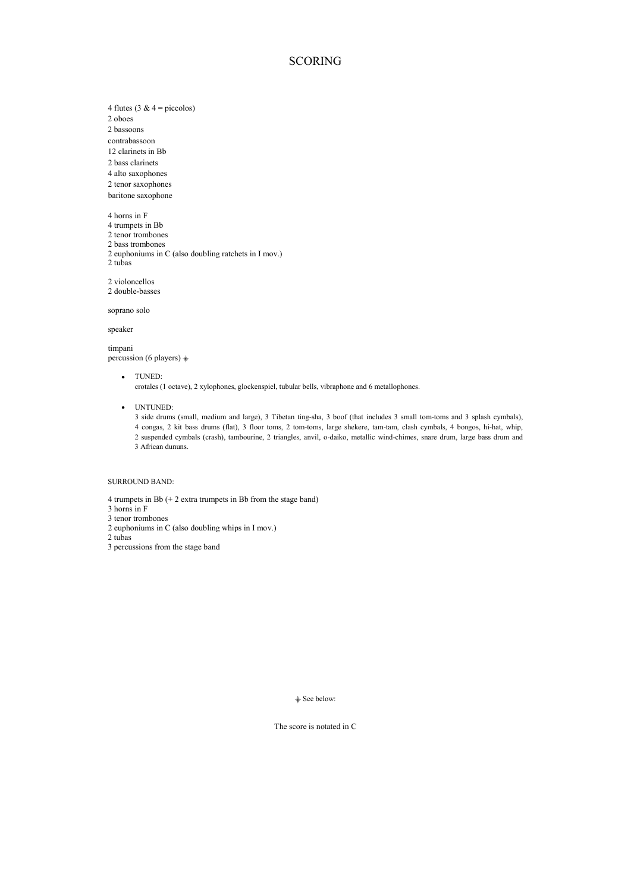# SCORING

4 flutes (3 & 4 = piccolos)
2 oboes
2 bassoons
contrabassoon
12 clarinets in Bb
2 bass clarinets
4 alto saxophones
2 tenor saxophones
baritone saxophone

4 horns in F
4 trumpets in Bb
2 tenor trombones
2 bass trombones
2 euphoniums in C (also doubling ratchets in I mov.)
2 tubas

2 violoncellos
2 double-basses

soprano solo

speaker

timpani
percussion (6 players) ⸸

- TUNED:
  crotales (1 octave), 2 xylophones, glockenspiel, tubular bells, vibraphone and 6 metallophones.

- UNTUNED:
  3 side drums (small, medium and large), 3 Tibetan ting-sha, 3 boof (that includes 3 small tom-toms and 3 splash cymbals), 4 congas, 2 kit bass drums (flat), 3 floor toms, 2 tom-toms, large shekere, tam-tam, clash cymbals, 4 bongos, hi-hat, whip, 2 suspended cymbals (crash), tambourine, 2 triangles, anvil, o-daiko, metallic wind-chimes, snare drum, large bass drum and 3 African dununs.

SURROUND BAND:

4 trumpets in Bb (+ 2 extra trumpets in Bb from the stage band)
3 horns in F
3 tenor trombones
2 euphoniums in C (also doubling whips in I mov.)
2 tubas
3 percussions from the stage band

⸸ See below:

The score is notated in C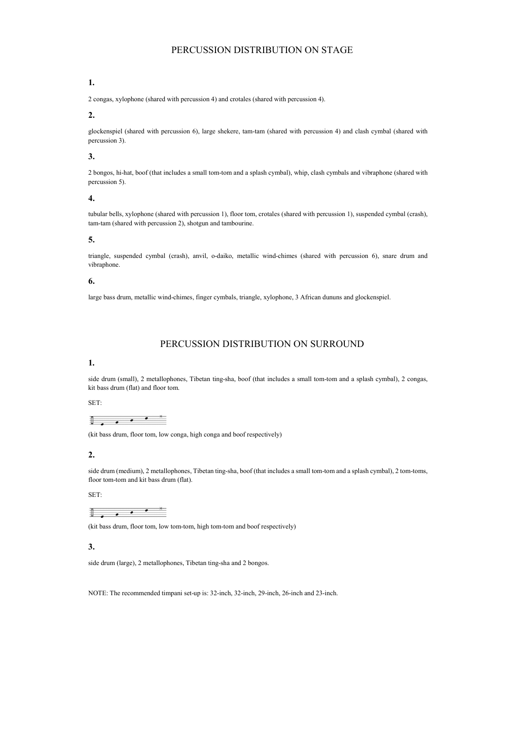# PERCUSSION DISTRIBUTION ON STAGE

**1.**

2 congas, xylophone (shared with percussion 4) and crotales (shared with percussion 4).

**2.**

glockenspiel (shared with percussion 6), large shekere, tam-tam (shared with percussion 4) and clash cymbal (shared with percussion 3).

**3.**

2 bongos, hi-hat, boof (that includes a small tom-tom and a splash cymbal), whip, clash cymbals and vibraphone (shared with percussion 5).

**4.**

tubular bells, xylophone (shared with percussion 1), floor tom, crotales (shared with percussion 1), suspended cymbal (crash), tam-tam (shared with percussion 2), shotgun and tambourine.

**5.**

triangle, suspended cymbal (crash), anvil, o-daiko, metallic wind-chimes (shared with percussion 6), snare drum and vibraphone.

**6.**

large bass drum, metallic wind-chimes, finger cymbals, triangle, xylophone, 3 African dununs and glockenspiel.

# PERCUSSION DISTRIBUTION ON SURROUND

**1.**

side drum (small), 2 metallophones, Tibetan ting-sha, boof (that includes a small tom-tom and a splash cymbal), 2 congas, kit bass drum (flat) and floor tom.

SET:

(kit bass drum, floor tom, low conga, high conga and boof respectively)

**2.**

side drum (medium), 2 metallophones, Tibetan ting-sha, boof (that includes a small tom-tom and a splash cymbal), 2 tom-toms, floor tom-tom and kit bass drum (flat).

SET:

(kit bass drum, floor tom, low tom-tom, high tom-tom and boof respectively)

**3.**

side drum (large), 2 metallophones, Tibetan ting-sha and 2 bongos.

NOTE: The recommended timpani set-up is: 32-inch, 32-inch, 29-inch, 26-inch and 23-inch.